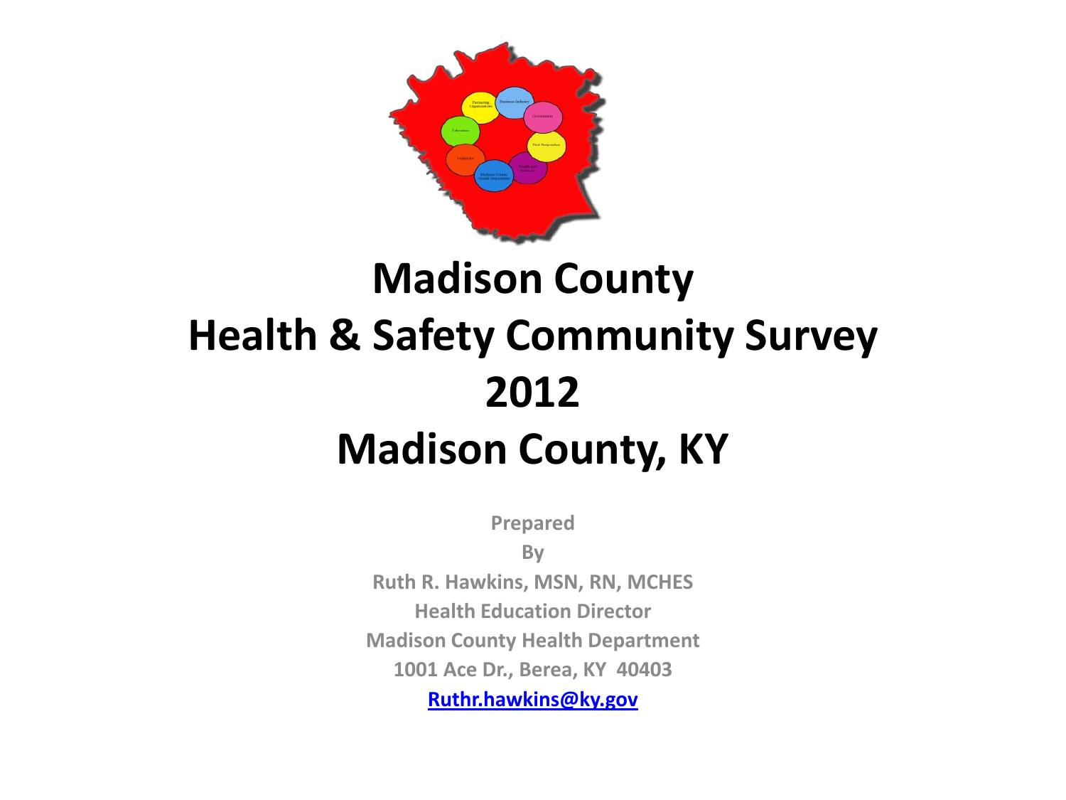# Madison County
# Health & Safety Community Survey
# 2012
# Madison County, KY

Prepared

By

Ruth R. Hawkins, MSN, RN, MCHES

Health Education Director

Madison County Health Department

1001 Ace Dr., Berea, KY 40403

Ruthr.hawkins@ky.gov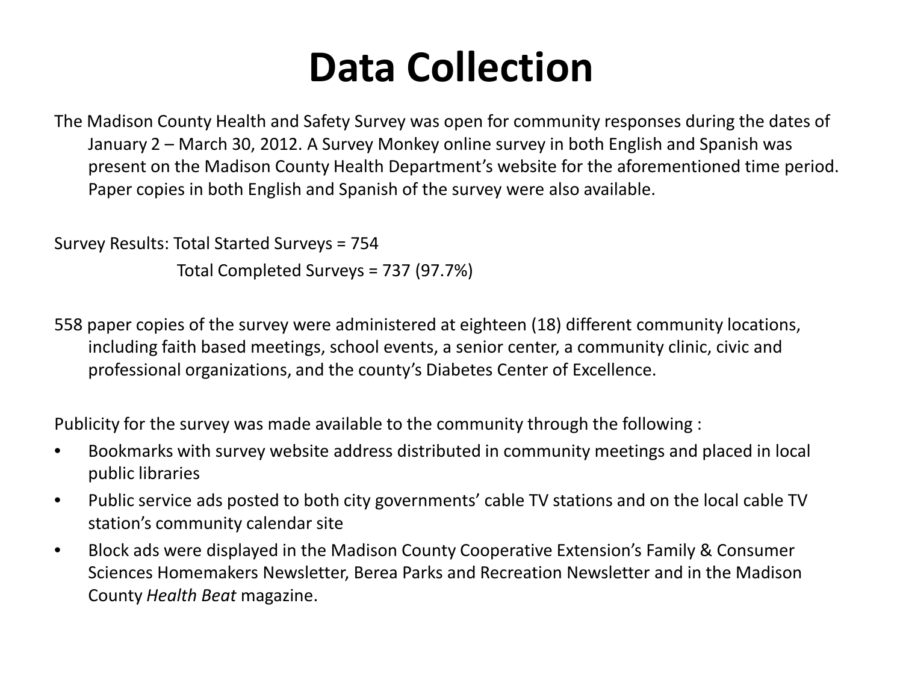# Data Collection

The Madison County Health and Safety Survey was open for community responses during the dates of January 2 – March 30, 2012. A Survey Monkey online survey in both English and Spanish was present on the Madison County Health Department's website for the aforementioned time period. Paper copies in both English and Spanish of the survey were also available.

Survey Results: Total Started Surveys = 754

Total Completed Surveys = 737 (97.7%)

558 paper copies of the survey were administered at eighteen (18) different community locations, including faith based meetings, school events, a senior center, a community clinic, civic and professional organizations, and the county's Diabetes Center of Excellence.

Publicity for the survey was made available to the community through the following :

- Bookmarks with survey website address distributed in community meetings and placed in local public libraries
- Public service ads posted to both city governments' cable TV stations and on the local cable TV station's community calendar site
- Block ads were displayed in the Madison County Cooperative Extension's Family & Consumer Sciences Homemakers Newsletter, Berea Parks and Recreation Newsletter and in the Madison County *Health Beat* magazine.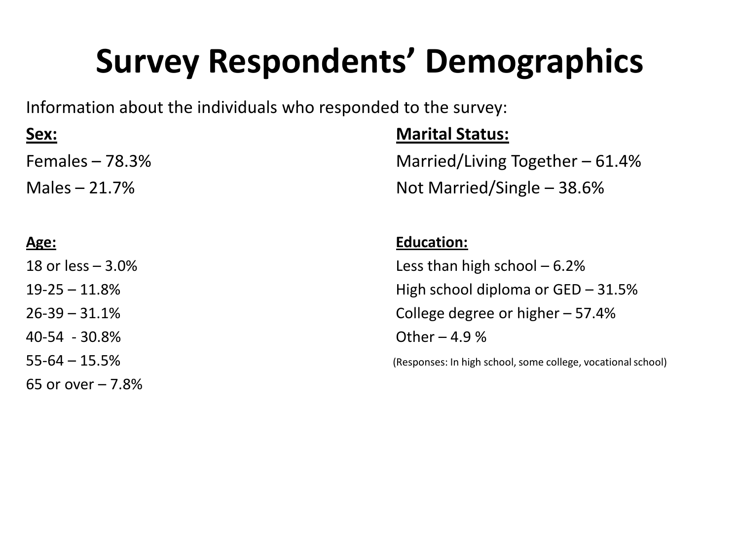# Survey Respondents' Demographics

Information about the individuals who responded to the survey:

**Sex:**

Females – 78.3%

Males – 21.7%

**Age:**

18 or less – 3.0%

19-25 – 11.8%

26-39 – 31.1%

40-54 - 30.8%

55-64 – 15.5%

65 or over – 7.8%

**Marital Status:**

Married/Living Together – 61.4%

Not Married/Single – 38.6%

**Education:**

Less than high school – 6.2%

High school diploma or GED – 31.5%

College degree or higher – 57.4%

Other – 4.9 %

(Responses: In high school, some college, vocational school)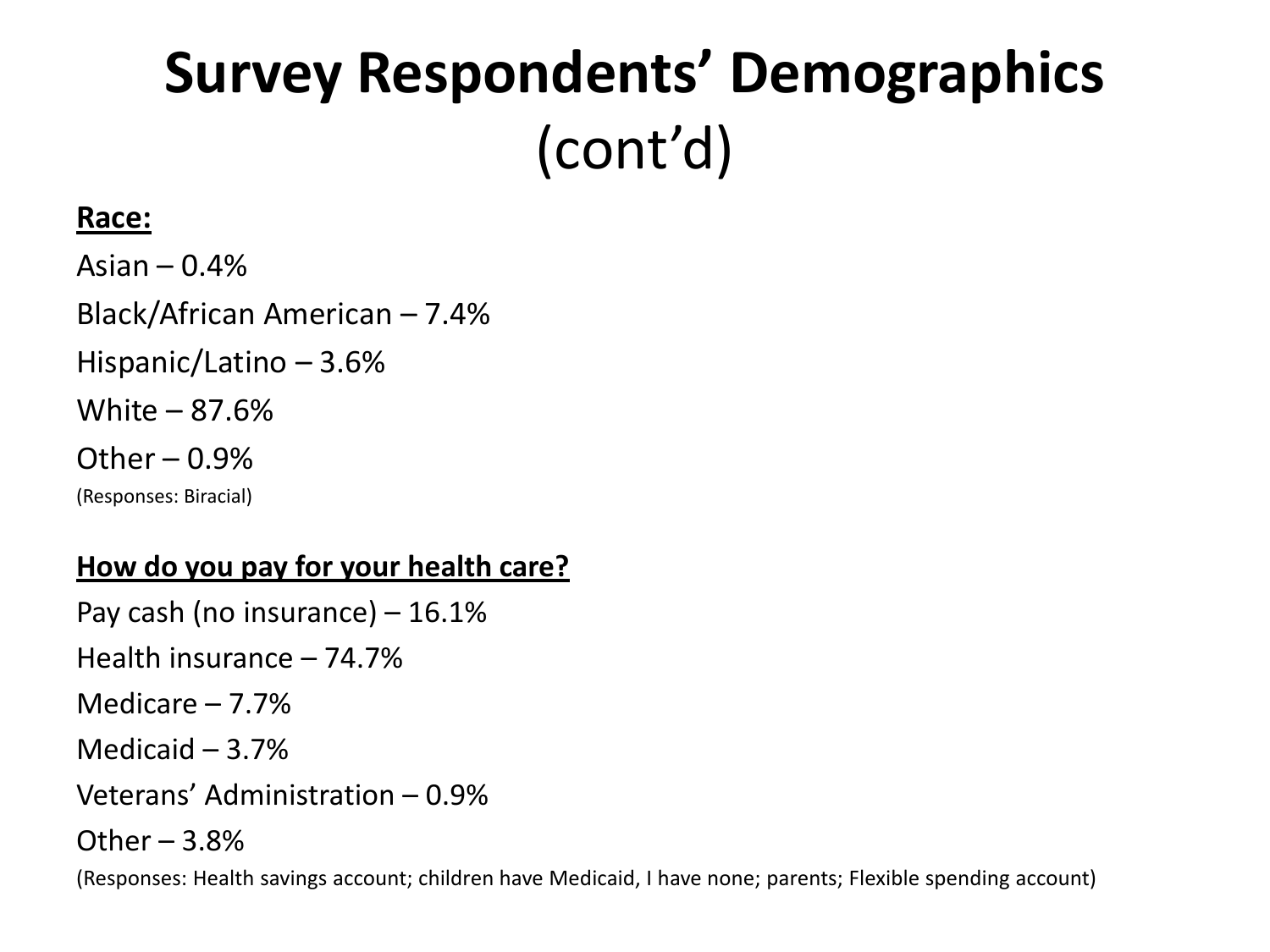# Survey Respondents' Demographics (cont'd)

**Race:**

Asian – 0.4%

Black/African American – 7.4%

Hispanic/Latino – 3.6%

White – 87.6%

Other – 0.9%

(Responses: Biracial)

**How do you pay for your health care?**

Pay cash (no insurance) – 16.1%

Health insurance – 74.7%

Medicare – 7.7%

Medicaid – 3.7%

Veterans' Administration – 0.9%

Other – 3.8%

(Responses: Health savings account; children have Medicaid, I have none; parents; Flexible spending account)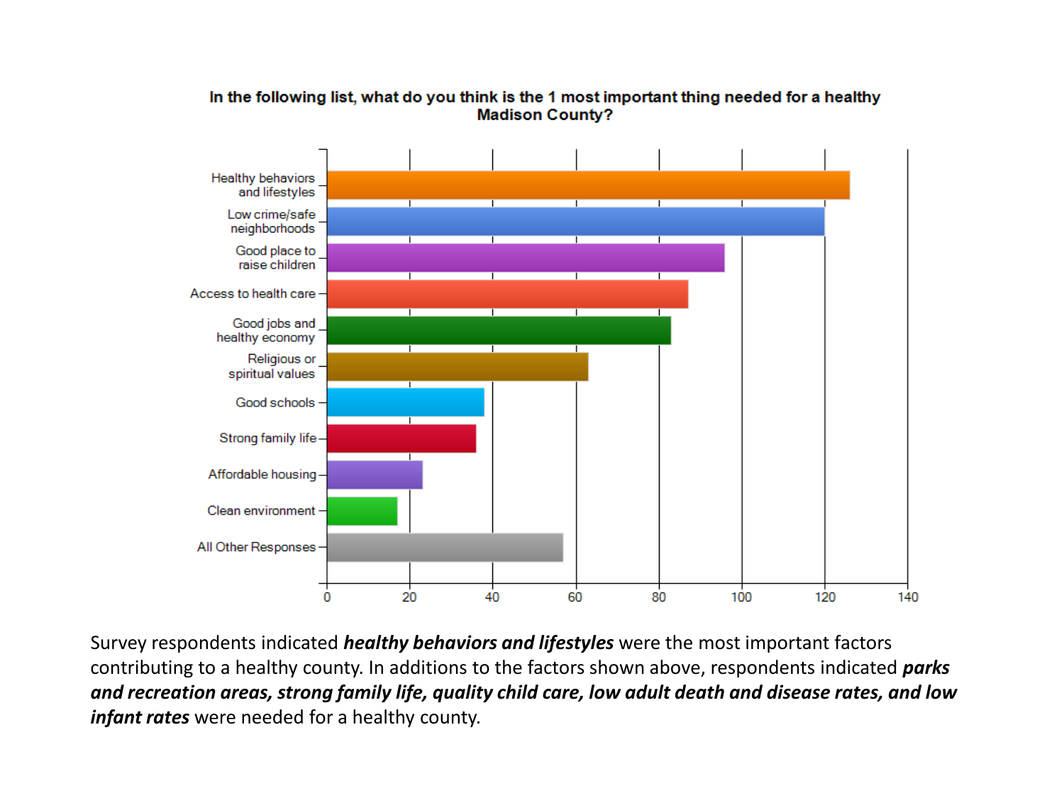**In the following list, what do you think is the 1 most important thing needed for a healthy Madison County?**

| Response | Approximate count |
|---|---|
| Healthy behaviors and lifestyles | 126 |
| Low crime/safe neighborhoods | 120 |
| Good place to raise children | 96 |
| Access to health care | 87 |
| Good jobs and healthy economy | 83 |
| Religious or spiritual values | 63 |
| Good schools | 38 |
| Strong family life | 36 |
| Affordable housing | 23 |
| Clean environment | 17 |
| All Other Responses | 57 |

Survey respondents indicated ***healthy behaviors and lifestyles*** were the most important factors contributing to a healthy county. In additions to the factors shown above, respondents indicated ***parks and recreation areas, strong family life, quality child care, low adult death and disease rates, and low infant rates*** were needed for a healthy county.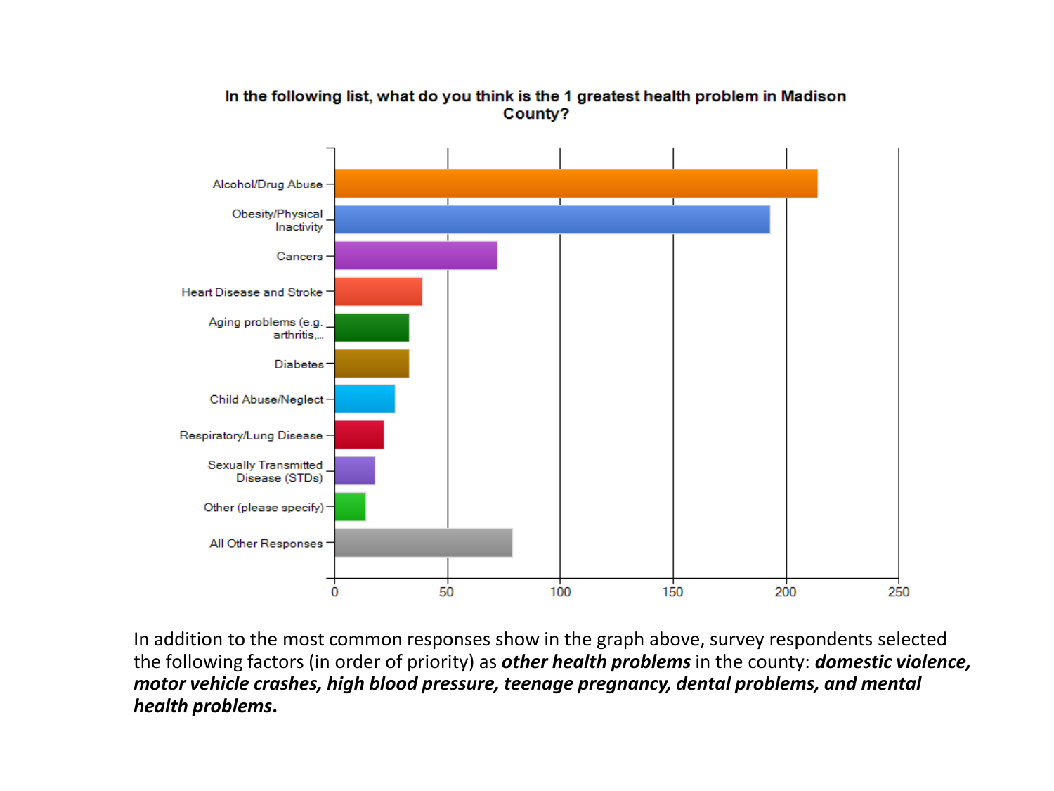**In the following list, what do you think is the 1 greatest health problem in Madison County?**

| Response | Count (approx.) |
|---|---|
| Alcohol/Drug Abuse | 214 |
| Obesity/Physical Inactivity | 193 |
| Cancers | 72 |
| Heart Disease and Stroke | 39 |
| Aging problems (e.g. arthritis,... | 33 |
| Diabetes | 33 |
| Child Abuse/Neglect | 27 |
| Respiratory/Lung Disease | 22 |
| Sexually Transmitted Disease (STDs) | 18 |
| Other (please specify) | 14 |
| All Other Responses | 79 |

In addition to the most common responses show in the graph above, survey respondents selected the following factors (in order of priority) as ***other health problems*** in the county: ***domestic violence, motor vehicle crashes, high blood pressure, teenage pregnancy, dental problems, and mental health problems.***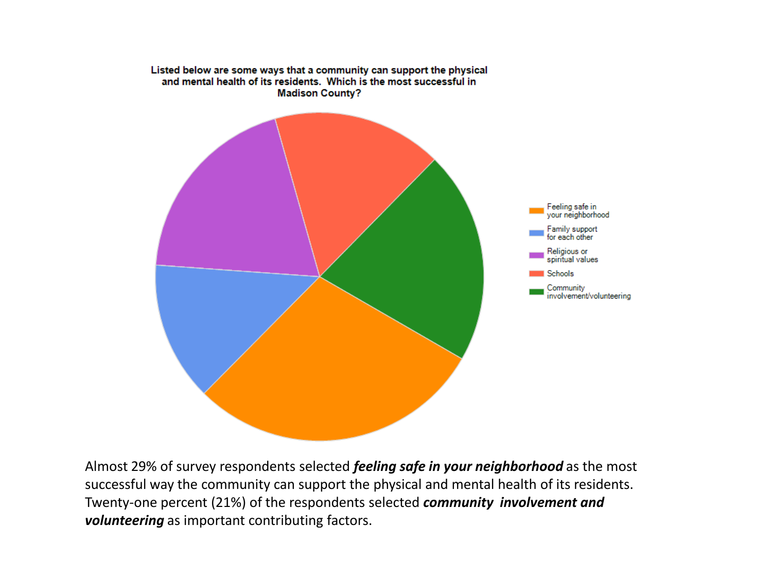**Listed below are some ways that a community can support the physical and mental health of its residents. Which is the most successful in Madison County?**

- Feeling safe in your neighborhood
- Family support for each other
- Religious or spiritual values
- Schools
- Community involvement/volunteering

Almost 29% of survey respondents selected ***feeling safe in your neighborhood*** as the most successful way the community can support the physical and mental health of its residents. Twenty-one percent (21%) of the respondents selected ***community involvement and volunteering*** as important contributing factors.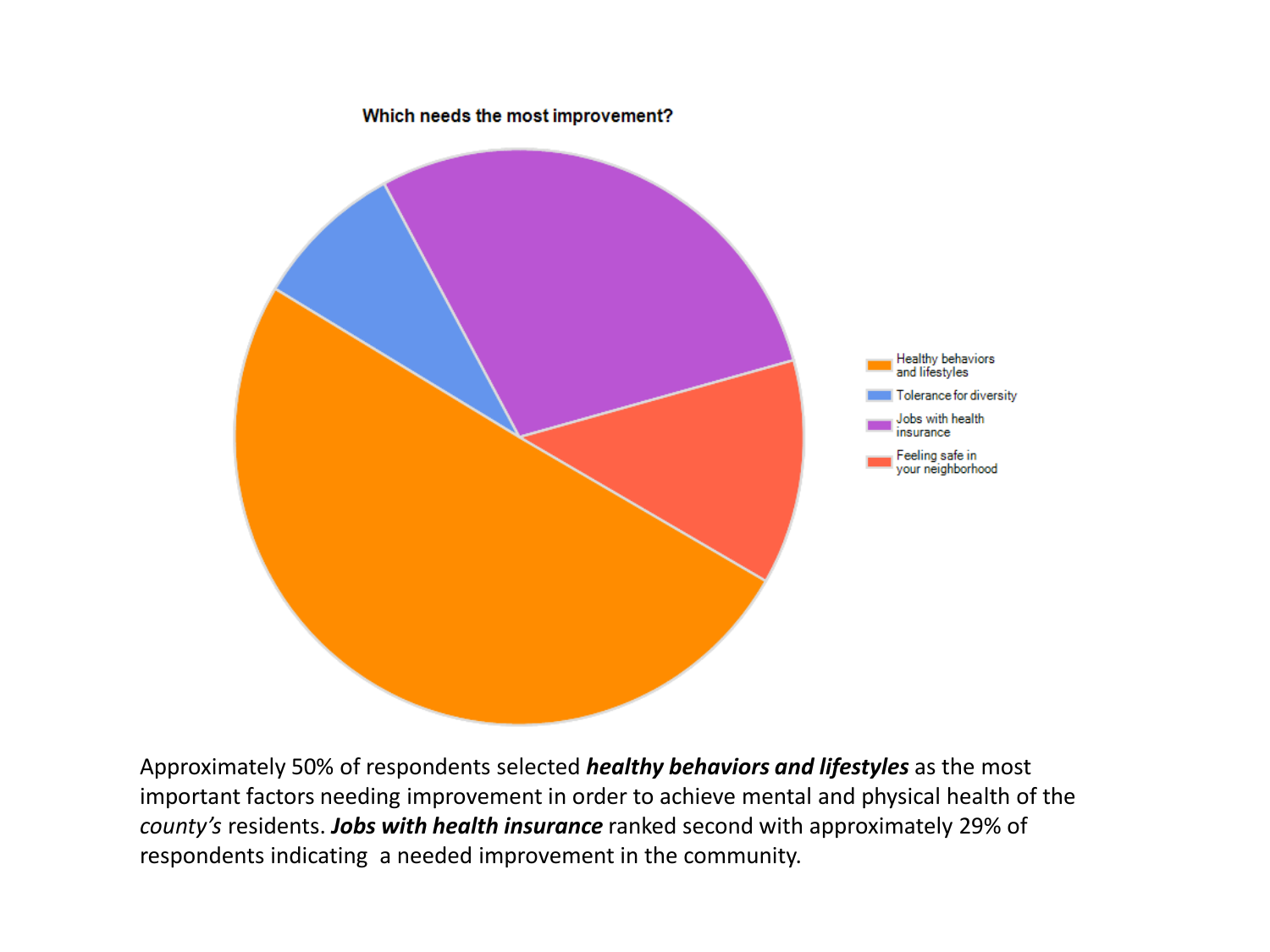**Which needs the most improvement?**

- Healthy behaviors and lifestyles
- Tolerance for diversity
- Jobs with health insurance
- Feeling safe in your neighborhood

Approximately 50% of respondents selected ***healthy behaviors and lifestyles*** as the most important factors needing improvement in order to achieve mental and physical health of the *county's* residents. ***Jobs with health insurance*** ranked second with approximately 29% of respondents indicating a needed improvement in the community.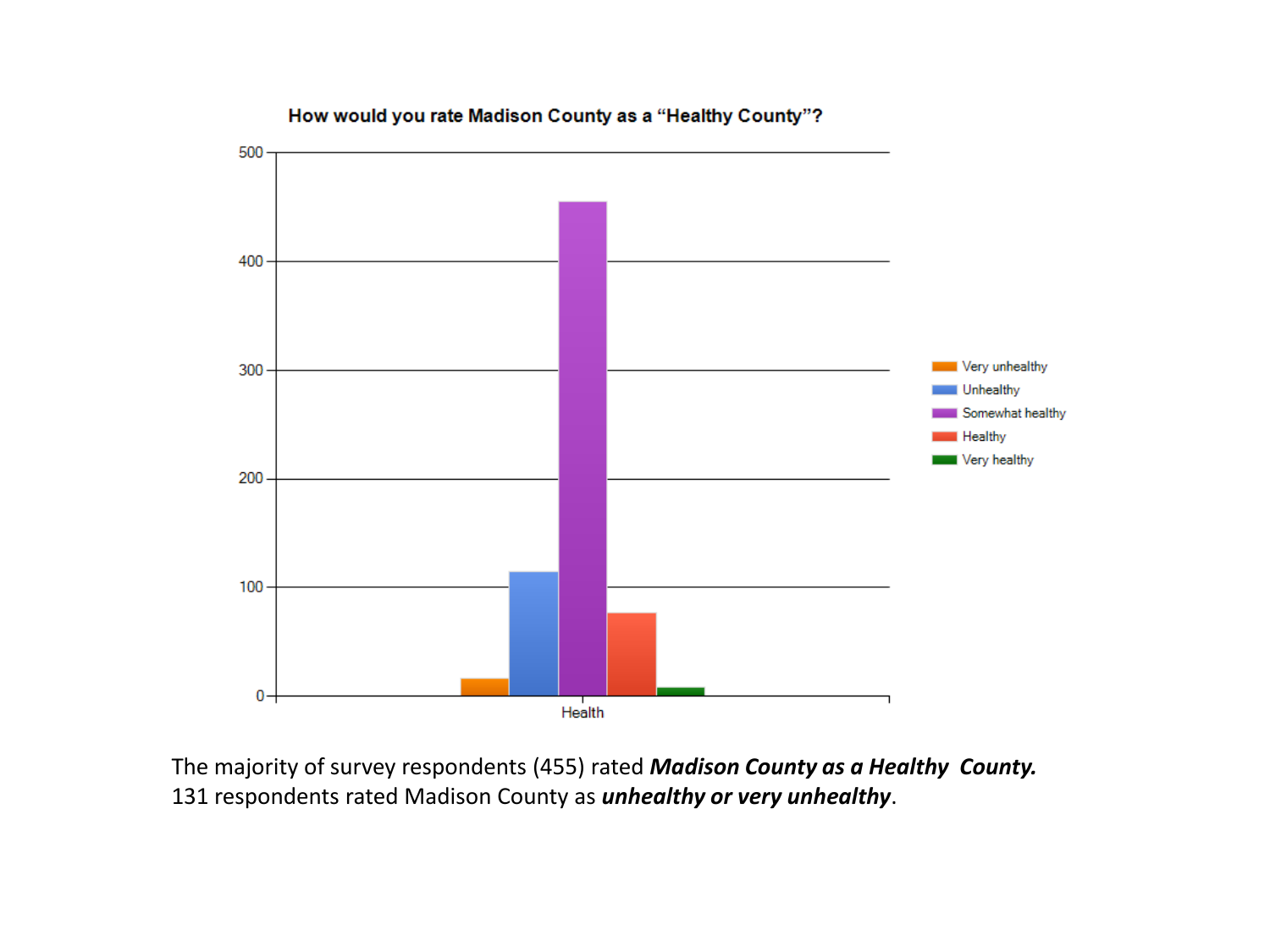How would you rate Madison County as a "Healthy County"?

The majority of survey respondents (455) rated ***Madison County as a Healthy County.*** 131 respondents rated Madison County as ***unhealthy or very unhealthy***.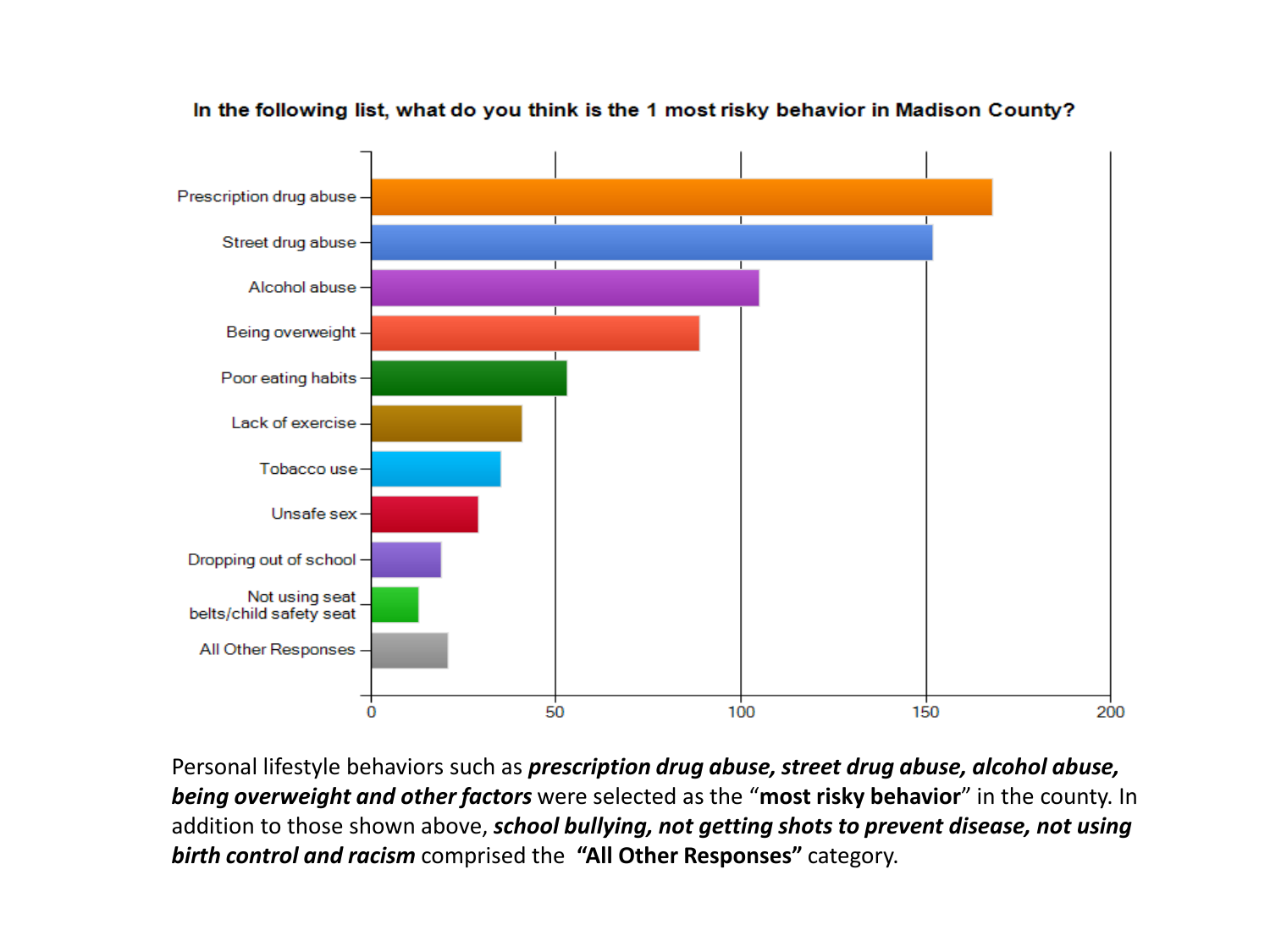**In the following list, what do you think is the 1 most risky behavior in Madison County?**

| Response | Approximate count |
|---|---|
| Prescription drug abuse | 168 |
| Street drug abuse | 152 |
| Alcohol abuse | 105 |
| Being overweight | 89 |
| Poor eating habits | 53 |
| Lack of exercise | 41 |
| Tobacco use | 35 |
| Unsafe sex | 29 |
| Dropping out of school | 19 |
| Not using seat belts/child safety seat | 13 |
| All Other Responses | 21 |

Personal lifestyle behaviors such as ***prescription drug abuse, street drug abuse, alcohol abuse, being overweight and other factors*** were selected as the "**most risky behavior**" in the county. In addition to those shown above, ***school bullying, not getting shots to prevent disease, not using birth control and racism*** comprised the **"All Other Responses"** category.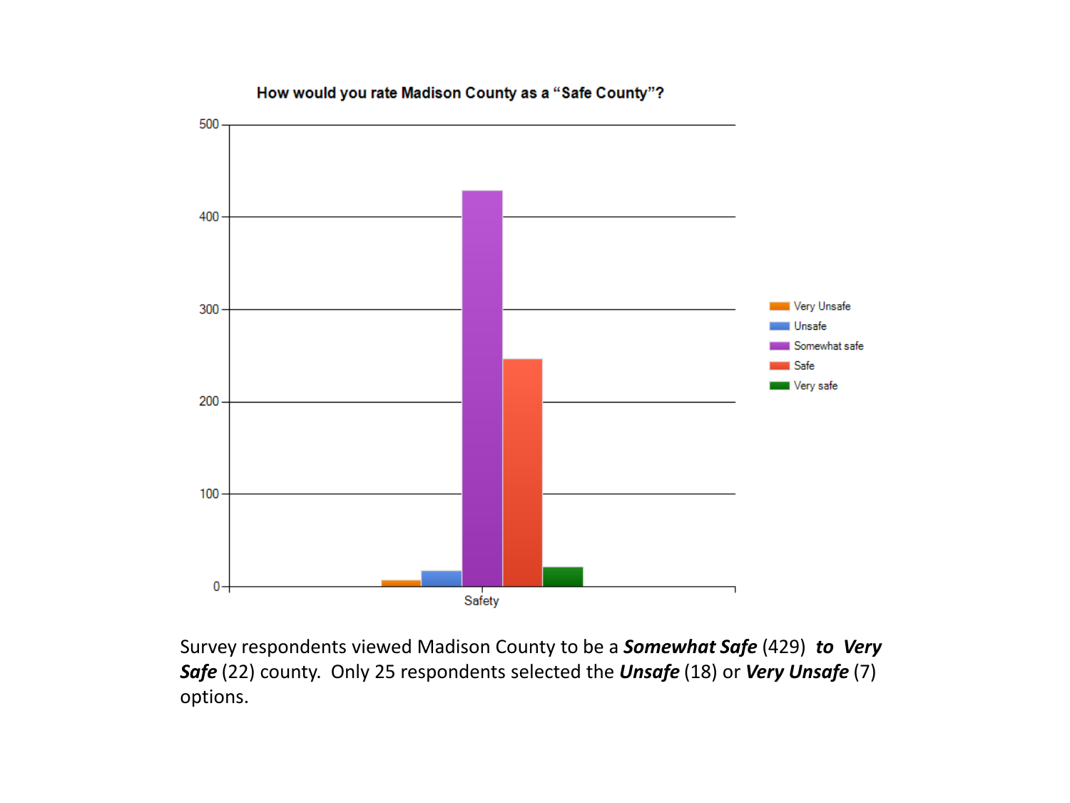How would you rate Madison County as a “Safe County”?

Survey respondents viewed Madison County to be a ***Somewhat Safe*** (429) ***to Very Safe*** (22) county. Only 25 respondents selected the ***Unsafe*** (18) or ***Very Unsafe*** (7) options.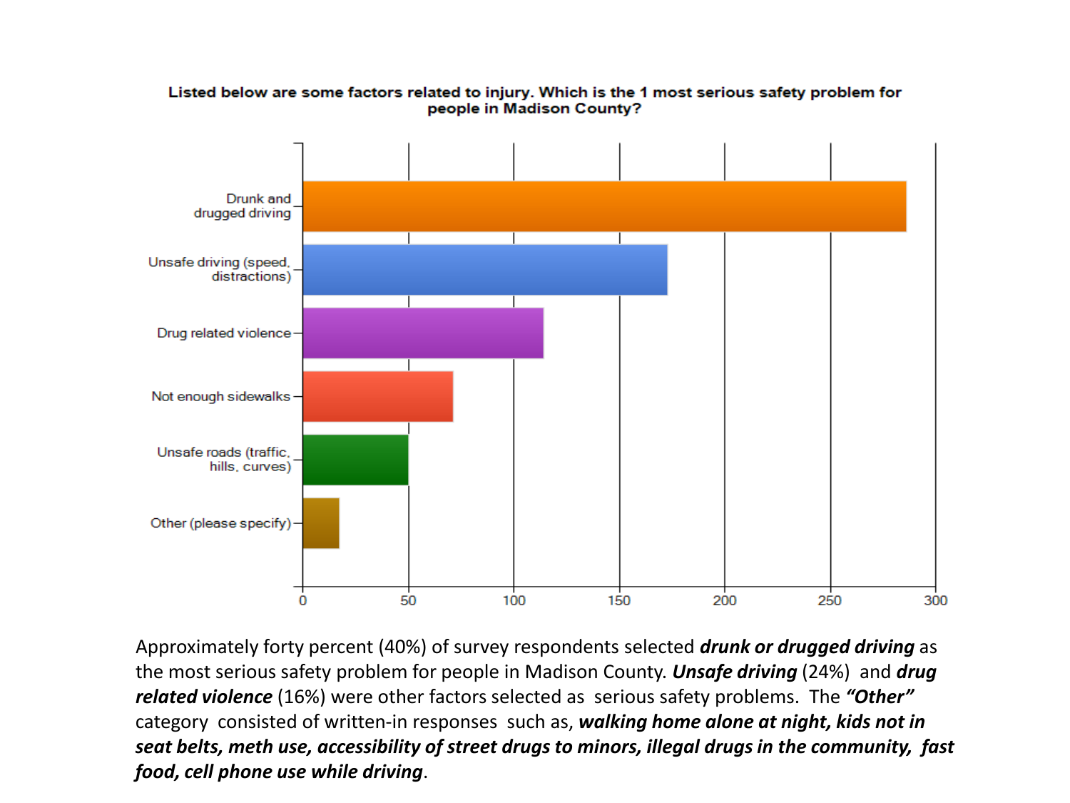**Listed below are some factors related to injury. Which is the 1 most serious safety problem for people in Madison County?**

| Factor | Approximate responses |
| --- | --- |
| Drunk and drugged driving | ~286 |
| Unsafe driving (speed, distractions) | ~173 |
| Drug related violence | ~114 |
| Not enough sidewalks | ~71 |
| Unsafe roads (traffic, hills, curves) | ~50 |
| Other (please specify) | ~17 |

Approximately forty percent (40%) of survey respondents selected ***drunk or drugged driving*** as the most serious safety problem for people in Madison County. ***Unsafe driving*** (24%) and ***drug related violence*** (16%) were other factors selected as serious safety problems. The ***"Other"*** category consisted of written-in responses such as, ***walking home alone at night, kids not in seat belts, meth use, accessibility of street drugs to minors, illegal drugs in the community, fast food, cell phone use while driving***.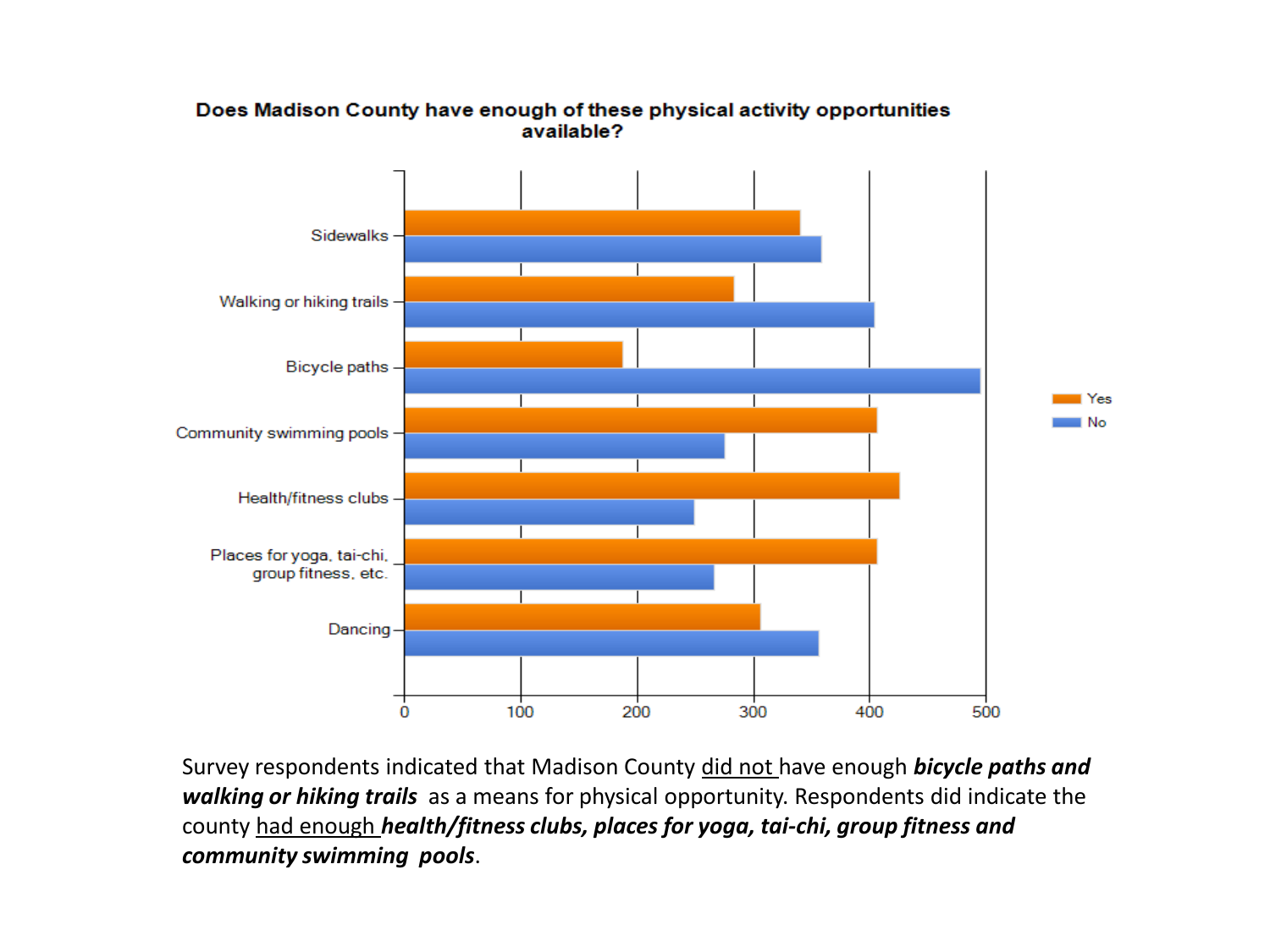**Does Madison County have enough of these physical activity opportunities available?**

Survey respondents indicated that Madison County did not have enough ***bicycle paths and walking or hiking trails*** as a means for physical opportunity. Respondents did indicate the county had enough ***health/fitness clubs, places for yoga, tai-chi, group fitness and community swimming pools***.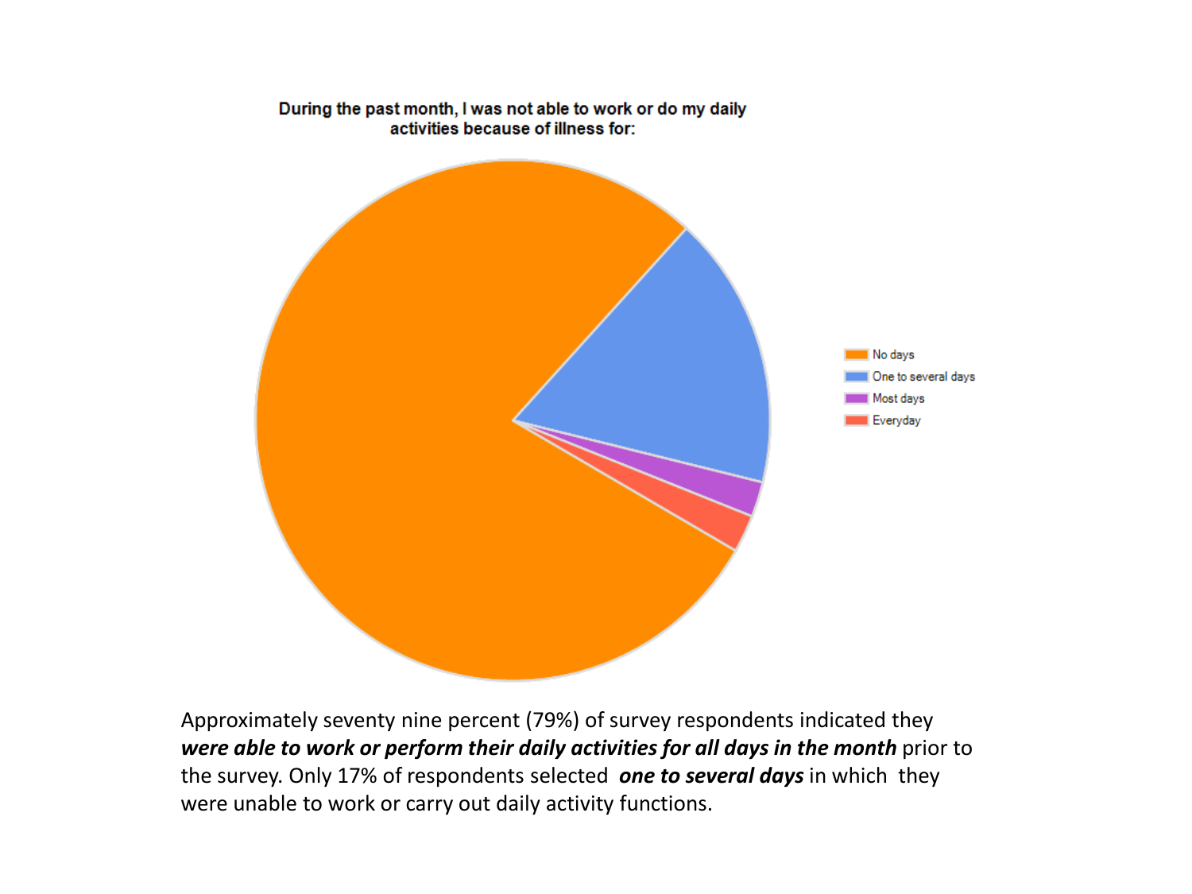**During the past month, I was not able to work or do my daily activities because of illness for:**

- No days
- One to several days
- Most days
- Everyday

Approximately seventy nine percent (79%) of survey respondents indicated they ***were able to work or perform their daily activities for all days in the month*** prior to the survey. Only 17% of respondents selected ***one to several days*** in which they were unable to work or carry out daily activity functions.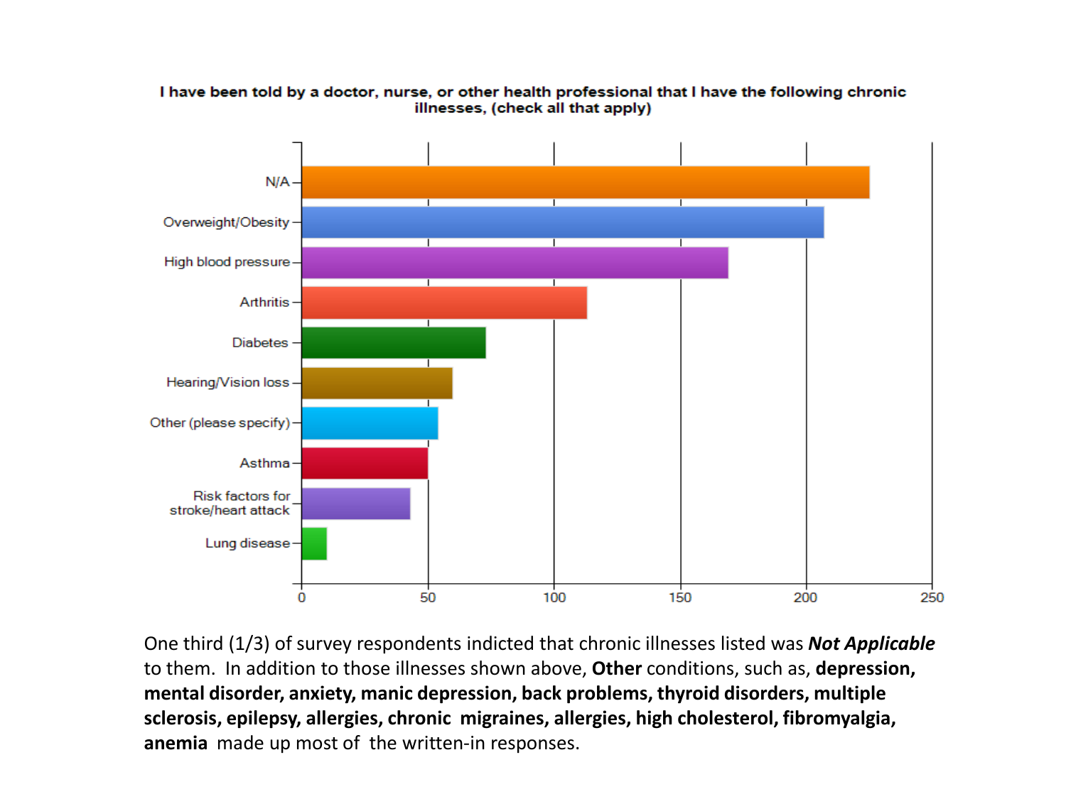**I have been told by a doctor, nurse, or other health professional that I have the following chronic illnesses, (check all that apply)**

| Response | Approximate count |
| --- | --- |
| N/A | 225 |
| Overweight/Obesity | 207 |
| High blood pressure | 169 |
| Arthritis | 113 |
| Diabetes | 73 |
| Hearing/Vision loss | 60 |
| Other (please specify) | 54 |
| Asthma | 50 |
| Risk factors for stroke/heart attack | 43 |
| Lung disease | 10 |

One third (1/3) of survey respondents indicted that chronic illnesses listed was ***Not Applicable*** to them. In addition to those illnesses shown above, **Other** conditions, such as, **depression, mental disorder, anxiety, manic depression, back problems, thyroid disorders, multiple sclerosis, epilepsy, allergies, chronic migraines, allergies, high cholesterol, fibromyalgia, anemia** made up most of the written-in responses.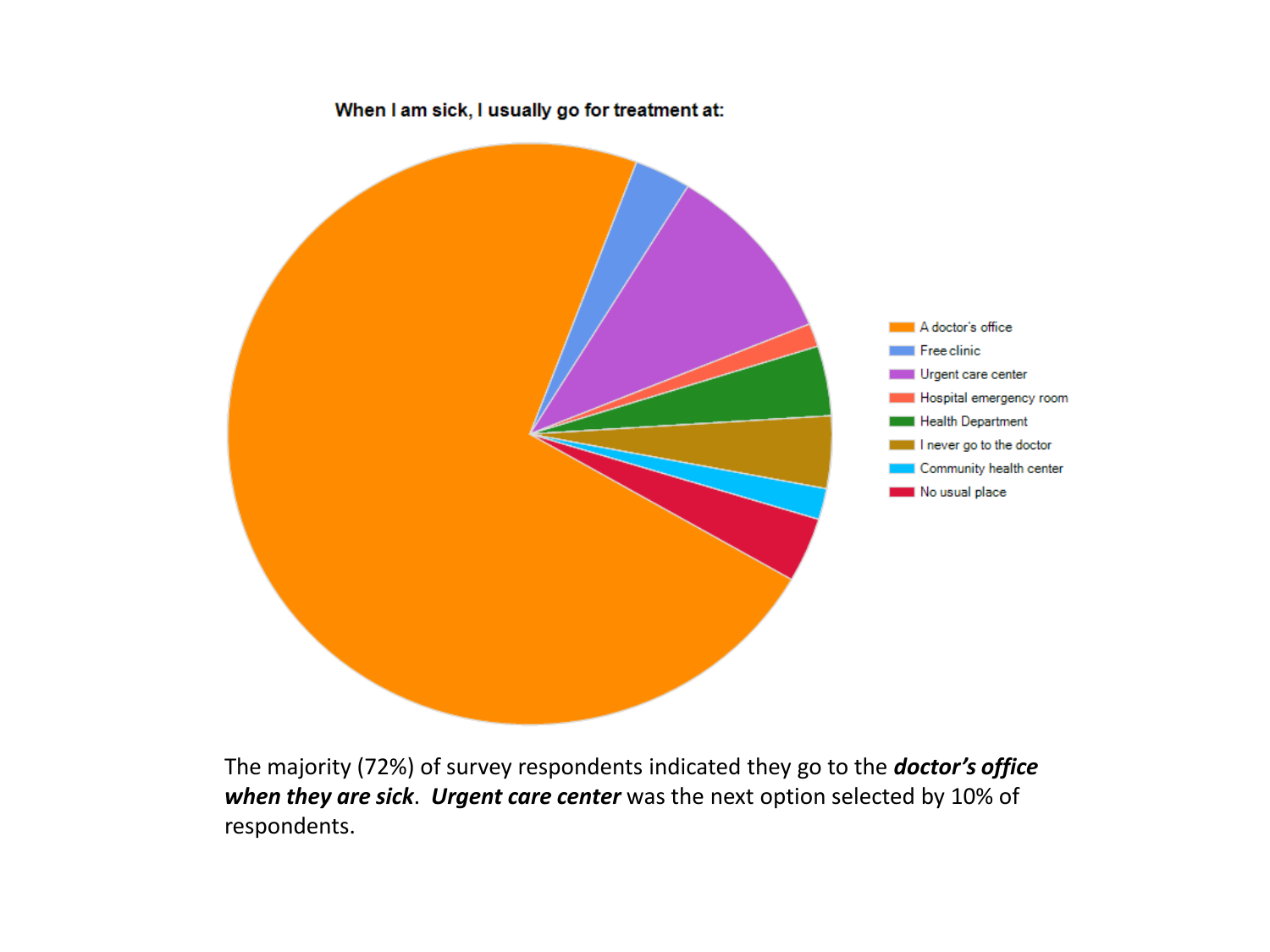**When I am sick, I usually go for treatment at:**

- A doctor's office
- Free clinic
- Urgent care center
- Hospital emergency room
- Health Department
- I never go to the doctor
- Community health center
- No usual place

The majority (72%) of survey respondents indicated they go to the ***doctor's office when they are sick***. ***Urgent care center*** was the next option selected by 10% of respondents.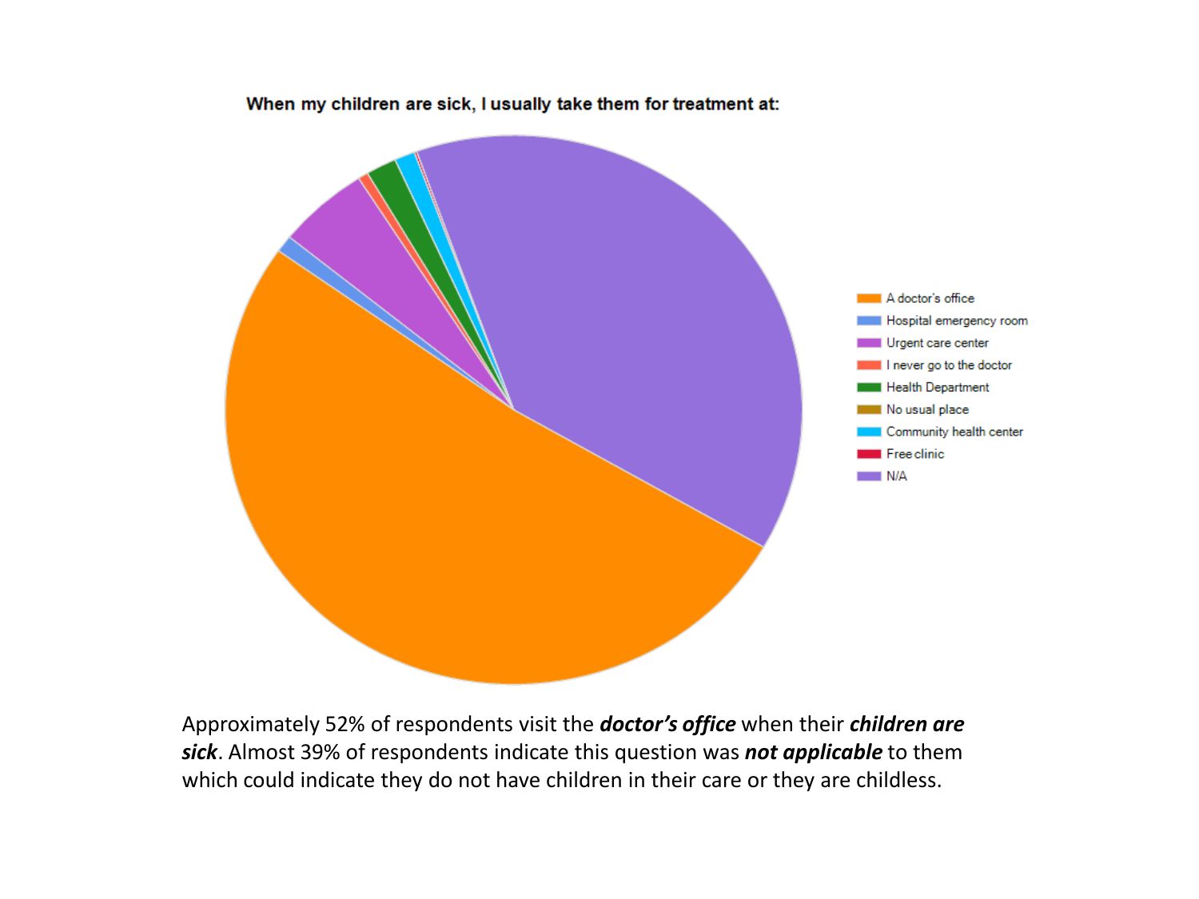**When my children are sick, I usually take them for treatment at:**

- A doctor's office
- Hospital emergency room
- Urgent care center
- I never go to the doctor
- Health Department
- No usual place
- Community health center
- Free clinic
- N/A

Approximately 52% of respondents visit the ***doctor's office*** when their ***children are sick***. Almost 39% of respondents indicate this question was ***not applicable*** to them which could indicate they do not have children in their care or they are childless.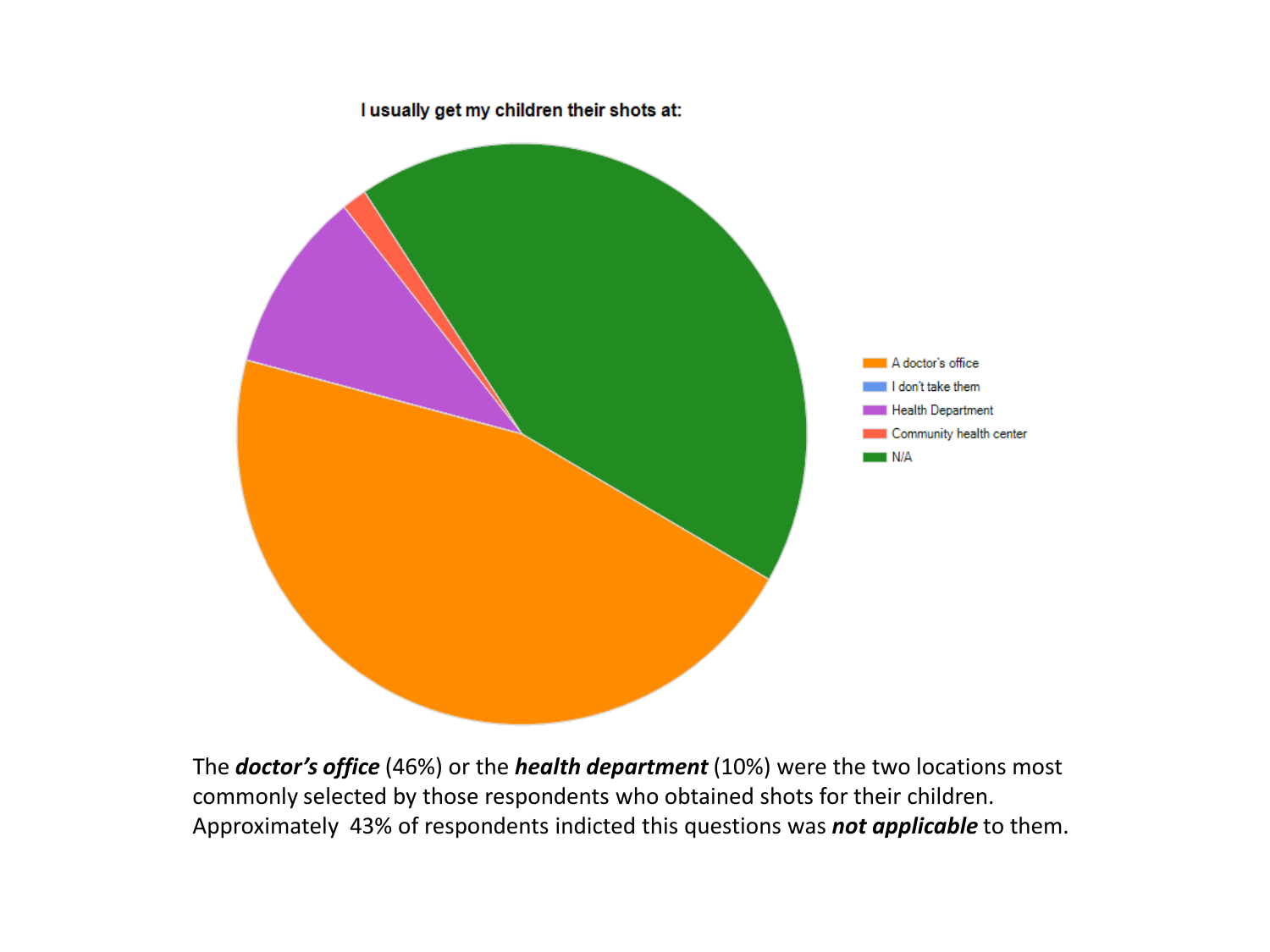**I usually get my children their shots at:**

- A doctor's office
- I don't take them
- Health Department
- Community health center
- N/A

The ***doctor's office*** (46%) or the ***health department*** (10%) were the two locations most commonly selected by those respondents who obtained shots for their children. Approximately 43% of respondents indicted this questions was ***not applicable*** to them.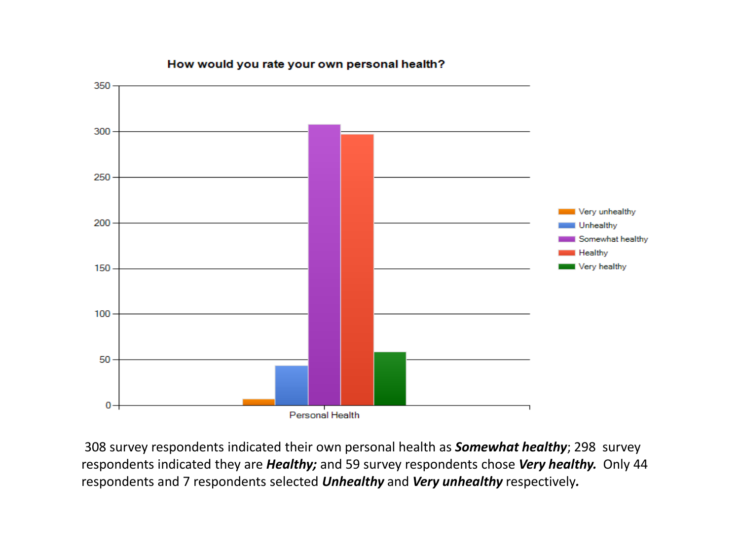How would you rate your own personal health?

| | Very unhealthy | Unhealthy | Somewhat healthy | Healthy | Very healthy |
|---|---|---|---|---|---|
| Personal Health | 7 | 44 | 308 | 298 | 59 |

308 survey respondents indicated their own personal health as ***Somewhat healthy***; 298 survey respondents indicated they are ***Healthy;*** and 59 survey respondents chose ***Very healthy.*** Only 44 respondents and 7 respondents selected ***Unhealthy*** and ***Very unhealthy*** respectively***.***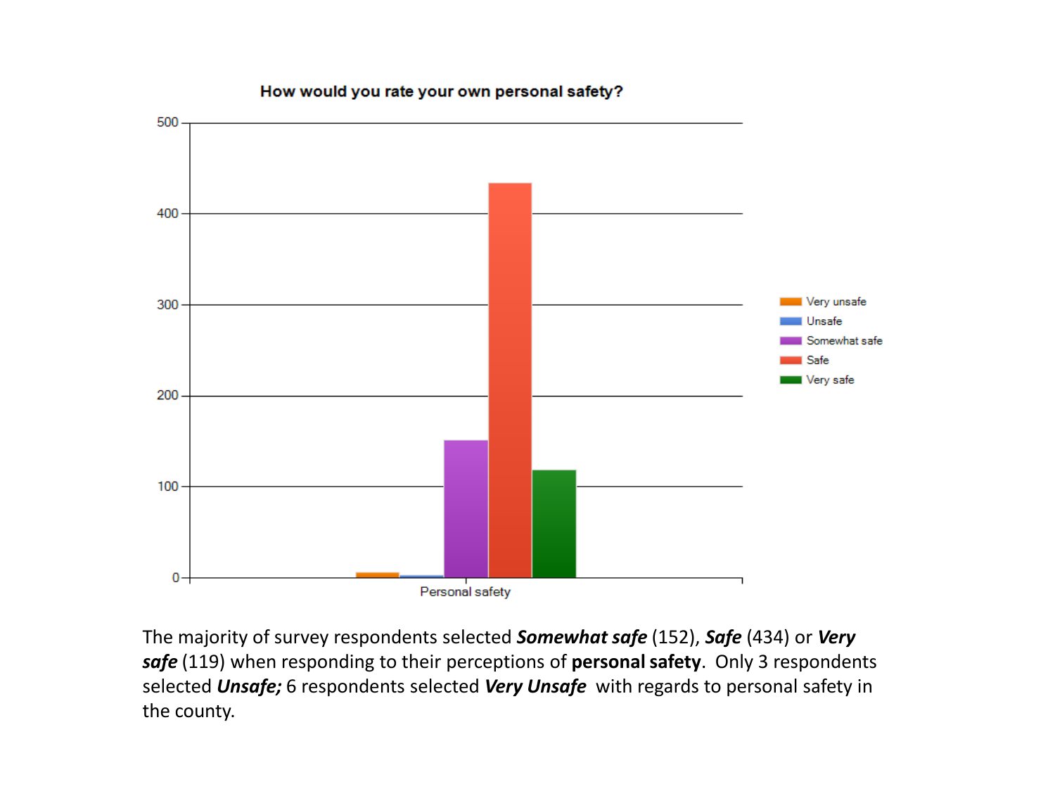**How would you rate your own personal safety?**

The majority of survey respondents selected ***Somewhat safe*** (152), ***Safe*** (434) or ***Very safe*** (119) when responding to their perceptions of **personal safety**. Only 3 respondents selected ***Unsafe;*** 6 respondents selected ***Very Unsafe*** with regards to personal safety in the county.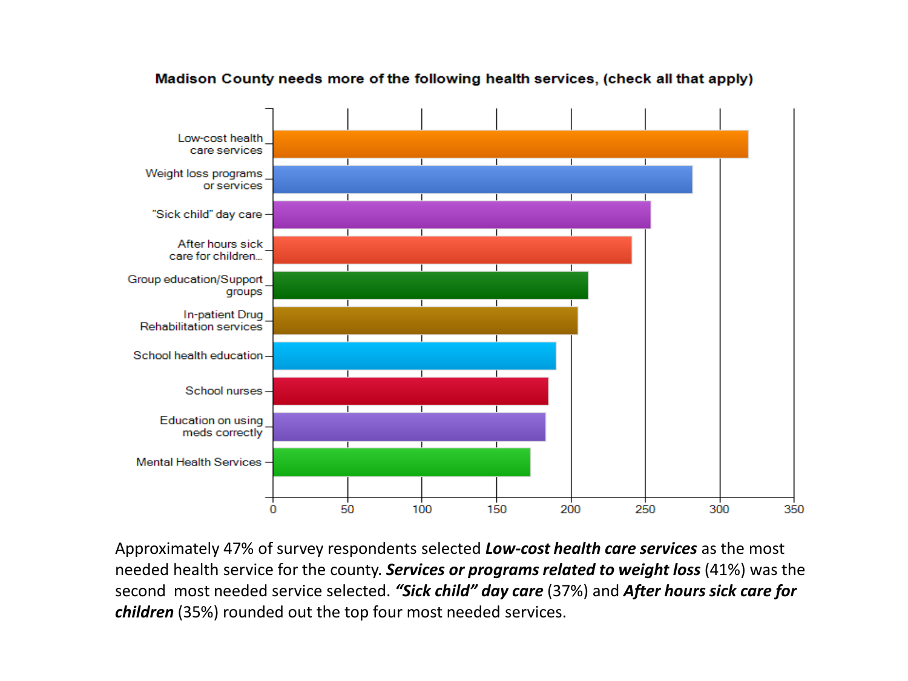**Madison County needs more of the following health services, (check all that apply)**

| Health service | Approximate responses |
|---|---|
| Low-cost health care services | 319 |
| Weight loss programs or services | 281 |
| "Sick child" day care | 253 |
| After hours sick care for children... | 241 |
| Group education/Support groups | 211 |
| In-patient Drug Rehabilitation services | 204 |
| School health education | 189 |
| School nurses | 184 |
| Education on using meds correctly | 182 |
| Mental Health Services | 172 |

Approximately 47% of survey respondents selected ***Low-cost health care services*** as the most needed health service for the county. ***Services or programs related to weight loss*** (41%) was the second most needed service selected. ***"Sick child" day care*** (37%) and ***After hours sick care for children*** (35%) rounded out the top four most needed services.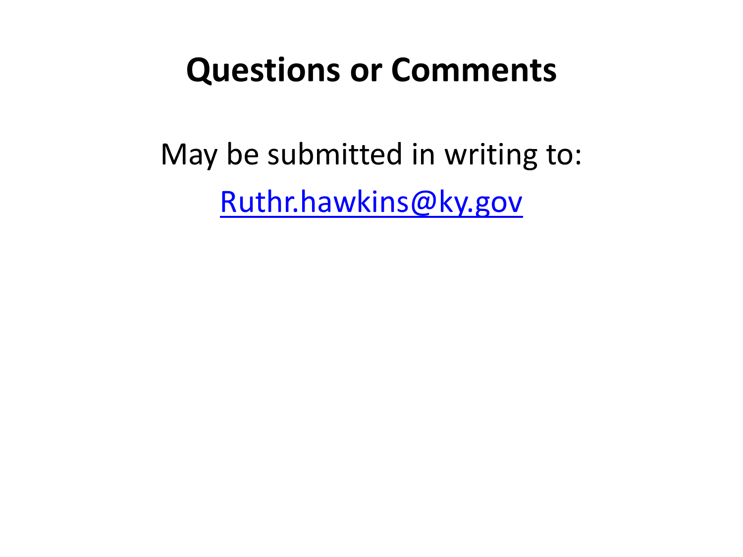# Questions or Comments

May be submitted in writing to:

[Ruthr.hawkins@ky.gov](mailto:Ruthr.hawkins@ky.gov)